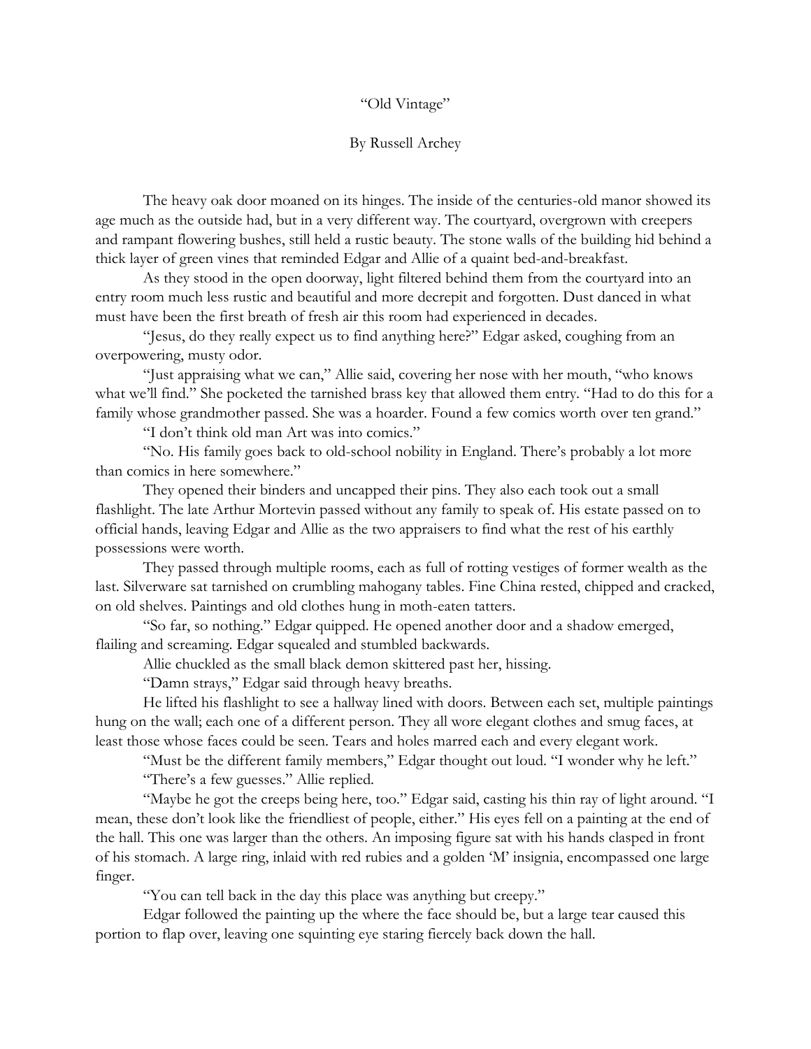“Old Vintage”

By Russell Archey

The heavy oak door moaned on its hinges. The inside of the centuries-old manor showed its age much as the outside had, but in a very different way. The courtyard, overgrown with creepers and rampant flowering bushes, still held a rustic beauty. The stone walls of the building hid behind a thick layer of green vines that reminded Edgar and Allie of a quaint bed-and-breakfast.

As they stood in the open doorway, light filtered behind them from the courtyard into an entry room much less rustic and beautiful and more decrepit and forgotten. Dust danced in what must have been the first breath of fresh air this room had experienced in decades.

“Jesus, do they really expect us to find anything here?” Edgar asked, coughing from an overpowering, musty odor.

“Just appraising what we can,” Allie said, covering her nose with her mouth, “who knows what we’ll find.” She pocketed the tarnished brass key that allowed them entry. “Had to do this for a family whose grandmother passed. She was a hoarder. Found a few comics worth over ten grand.”

“I don’t think old man Art was into comics.”

“No. His family goes back to old-school nobility in England. There’s probably a lot more than comics in here somewhere.”

They opened their binders and uncapped their pins. They also each took out a small flashlight. The late Arthur Mortevin passed without any family to speak of. His estate passed on to official hands, leaving Edgar and Allie as the two appraisers to find what the rest of his earthly possessions were worth.

They passed through multiple rooms, each as full of rotting vestiges of former wealth as the last. Silverware sat tarnished on crumbling mahogany tables. Fine China rested, chipped and cracked, on old shelves. Paintings and old clothes hung in moth-eaten tatters.

“So far, so nothing.” Edgar quipped. He opened another door and a shadow emerged, flailing and screaming. Edgar squealed and stumbled backwards.

Allie chuckled as the small black demon skittered past her, hissing.

“Damn strays,” Edgar said through heavy breaths.

He lifted his flashlight to see a hallway lined with doors. Between each set, multiple paintings hung on the wall; each one of a different person. They all wore elegant clothes and smug faces, at least those whose faces could be seen. Tears and holes marred each and every elegant work.

“Must be the different family members,” Edgar thought out loud. “I wonder why he left.”

“There’s a few guesses.” Allie replied.

“Maybe he got the creeps being here, too.” Edgar said, casting his thin ray of light around. “I mean, these don’t look like the friendliest of people, either.” His eyes fell on a painting at the end of the hall. This one was larger than the others. An imposing figure sat with his hands clasped in front of his stomach. A large ring, inlaid with red rubies and a golden ‘M’ insignia, encompassed one large finger.

“You can tell back in the day this place was anything but creepy.”

Edgar followed the painting up the where the face should be, but a large tear caused this portion to flap over, leaving one squinting eye staring fiercely back down the hall.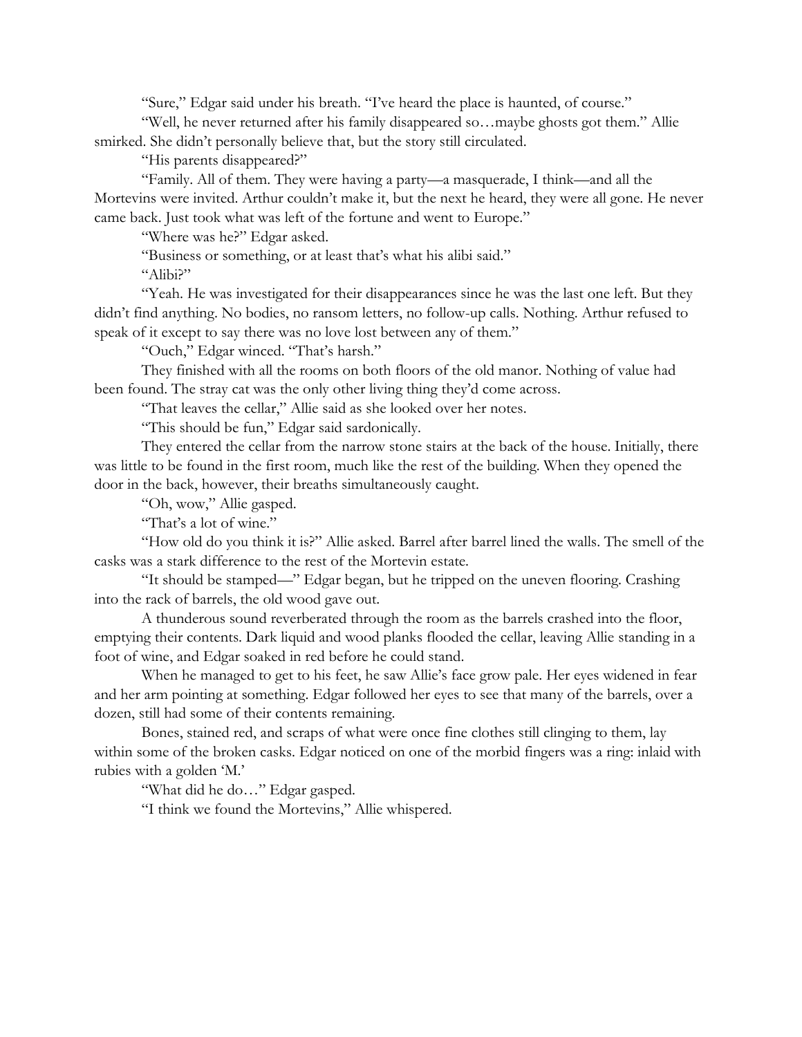"Sure," Edgar said under his breath. "I've heard the place is haunted, of course."

"Well, he never returned after his family disappeared so…maybe ghosts got them." Allie smirked. She didn't personally believe that, but the story still circulated.

"His parents disappeared?"

"Family. All of them. They were having a party—a masquerade, I think—and all the Mortevins were invited. Arthur couldn't make it, but the next he heard, they were all gone. He never came back. Just took what was left of the fortune and went to Europe."

"Where was he?" Edgar asked.

"Business or something, or at least that's what his alibi said."

"Alibi?"

"Yeah. He was investigated for their disappearances since he was the last one left. But they didn't find anything. No bodies, no ransom letters, no follow-up calls. Nothing. Arthur refused to speak of it except to say there was no love lost between any of them."

"Ouch," Edgar winced. "That's harsh."

They finished with all the rooms on both floors of the old manor. Nothing of value had been found. The stray cat was the only other living thing they'd come across.

"That leaves the cellar," Allie said as she looked over her notes.

"This should be fun," Edgar said sardonically.

They entered the cellar from the narrow stone stairs at the back of the house. Initially, there was little to be found in the first room, much like the rest of the building. When they opened the door in the back, however, their breaths simultaneously caught.

"Oh, wow," Allie gasped.

"That's a lot of wine."

"How old do you think it is?" Allie asked. Barrel after barrel lined the walls. The smell of the casks was a stark difference to the rest of the Mortevin estate.

"It should be stamped—" Edgar began, but he tripped on the uneven flooring. Crashing into the rack of barrels, the old wood gave out.

A thunderous sound reverberated through the room as the barrels crashed into the floor, emptying their contents. Dark liquid and wood planks flooded the cellar, leaving Allie standing in a foot of wine, and Edgar soaked in red before he could stand.

When he managed to get to his feet, he saw Allie's face grow pale. Her eyes widened in fear and her arm pointing at something. Edgar followed her eyes to see that many of the barrels, over a dozen, still had some of their contents remaining.

Bones, stained red, and scraps of what were once fine clothes still clinging to them, lay within some of the broken casks. Edgar noticed on one of the morbid fingers was a ring: inlaid with rubies with a golden 'M.'

"What did he do…" Edgar gasped.

"I think we found the Mortevins," Allie whispered.